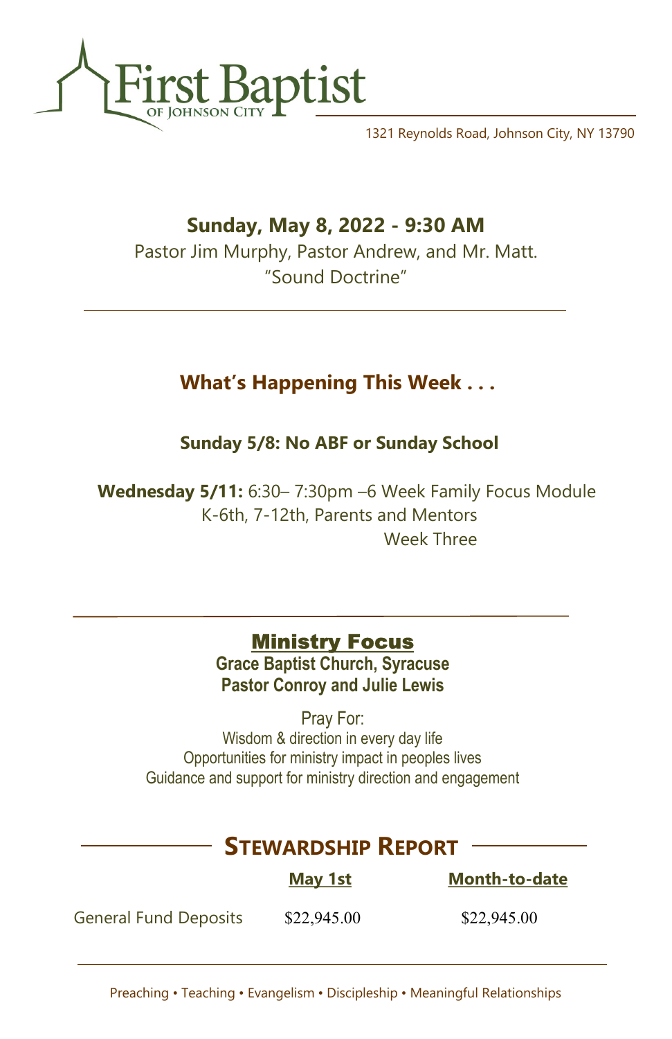# First Baptist

OF JOHNSON CITY

1321 Reynolds Road, Johnson City, NY 13790

## Sunday, May 8, 2022 - 9:30 AM

Pastor Jim Murphy, Pastor Andrew, and Mr. Matt.

"Sound Doctrine"

## What's Happening This Week . . .

**Sunday 5/8: No ABF or Sunday School**

**Wednesday 5/11:** 6:30– 7:30pm –6 Week Family Focus Module
K-6th, 7-12th, Parents and Mentors
Week Three

## Ministry Focus

**Grace Baptist Church, Syracuse**
**Pastor Conroy and Julie Lewis**

Pray For:
Wisdom & direction in every day life
Opportunities for ministry impact in peoples lives
Guidance and support for ministry direction and engagement

## Stewardship Report

| | May 1st | Month-to-date |
|---|---|---|
| General Fund Deposits | $22,945.00 | $22,945.00 |

Preaching • Teaching • Evangelism • Discipleship • Meaningful Relationships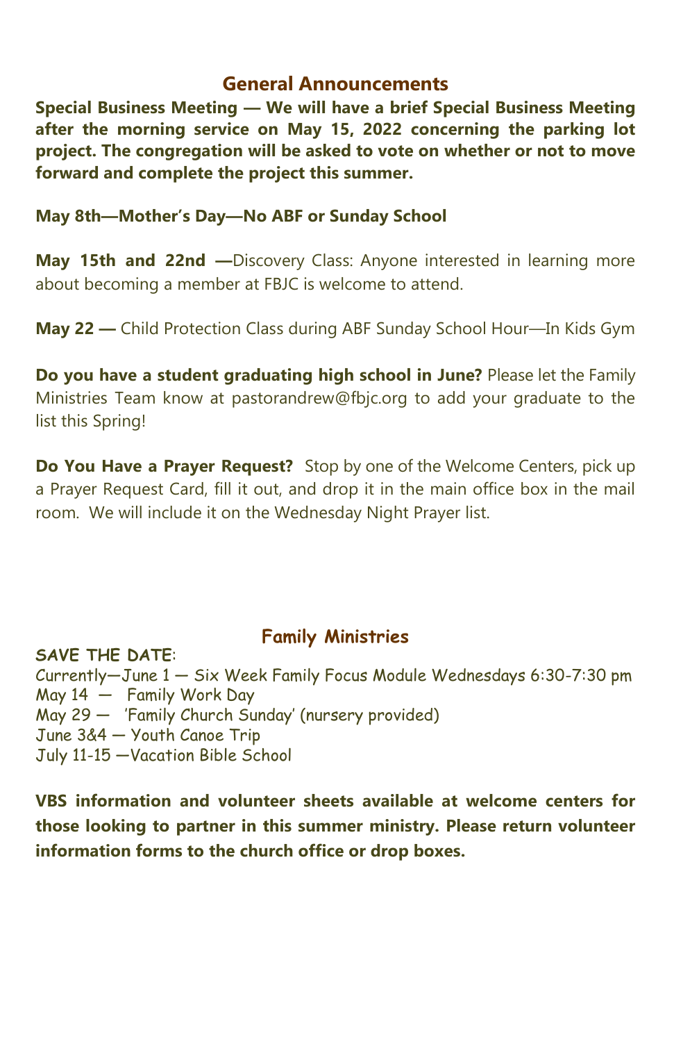## General Announcements

**Special Business Meeting — We will have a brief Special Business Meeting after the morning service on May 15, 2022 concerning the parking lot project. The congregation will be asked to vote on whether or not to move forward and complete the project this summer.**

**May 8th—Mother's Day—No ABF or Sunday School**

**May 15th and 22nd —**Discovery Class: Anyone interested in learning more about becoming a member at FBJC is welcome to attend.

**May 22 —** Child Protection Class during ABF Sunday School Hour—In Kids Gym

**Do you have a student graduating high school in June?** Please let the Family Ministries Team know at pastorandrew@fbjc.org to add your graduate to the list this Spring!

**Do You Have a Prayer Request?** Stop by one of the Welcome Centers, pick up a Prayer Request Card, fill it out, and drop it in the main office box in the mail room. We will include it on the Wednesday Night Prayer list.

## Family Ministries

**SAVE THE DATE**:

Currently—June 1 — Six Week Family Focus Module Wednesdays 6:30-7:30 pm
May 14 — Family Work Day
May 29 — 'Family Church Sunday' (nursery provided)
June 3&4 — Youth Canoe Trip
July 11-15 —Vacation Bible School

**VBS information and volunteer sheets available at welcome centers for those looking to partner in this summer ministry. Please return volunteer information forms to the church office or drop boxes.**